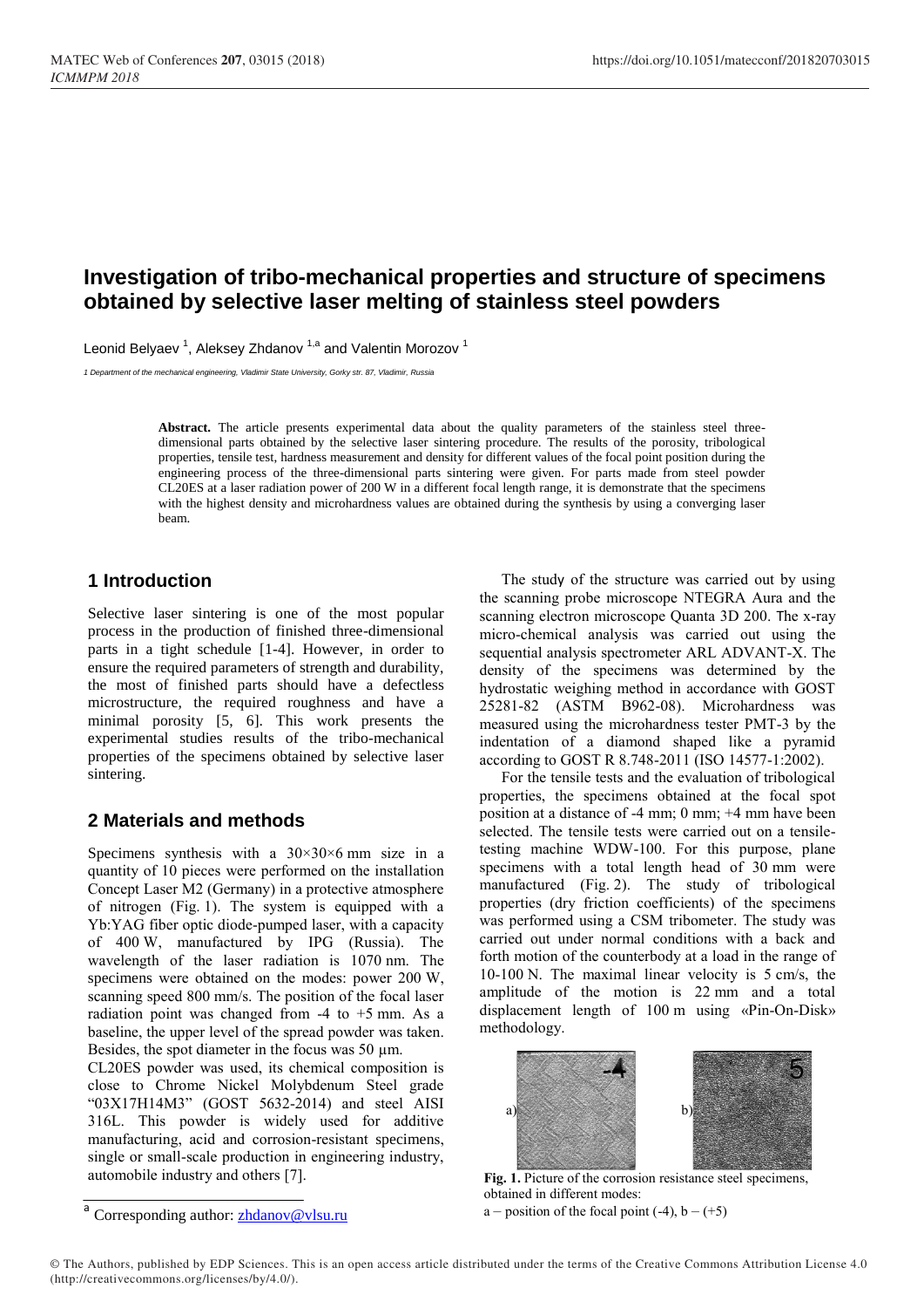# Investigation of tribo-mechanical properties and structure of specimens obtained by selective laser melting of stainless steel powders

Leonid Belyaev [1], Aleksey Zhdanov [1,a] and Valentin Morozov [1]

1 Department of the mechanical engineering, Vladimir State University, Gorky str. 87, Vladimir, Russia

**Abstract.** The article presents experimental data about the quality parameters of the stainless steel three-dimensional parts obtained by the selective laser sintering procedure. The results of the porosity, tribological properties, tensile test, hardness measurement and density for different values of the focal point position during the engineering process of the three-dimensional parts sintering were given. For parts made from steel powder CL20ES at a laser radiation power of 200 W in a different focal length range, it is demonstrate that the specimens with the highest density and microhardness values are obtained during the synthesis by using a converging laser beam.

## 1 Introduction

Selective laser sintering is one of the most popular process in the production of finished three-dimensional parts in a tight schedule [1-4]. However, in order to ensure the required parameters of strength and durability, the most of finished parts should have a defectless microstructure, the required roughness and have a minimal porosity [5, 6]. This work presents the experimental studies results of the tribo-mechanical properties of the specimens obtained by selective laser sintering.

## 2 Materials and methods

Specimens synthesis with a 30×30×6 mm size in a quantity of 10 pieces were performed on the installation Concept Laser M2 (Germany) in a protective atmosphere of nitrogen (Fig. 1). The system is equipped with a Yb:YAG fiber optic diode-pumped laser, with a capacity of 400 W, manufactured by IPG (Russia). The wavelength of the laser radiation is 1070 nm. The specimens were obtained on the modes: power 200 W, scanning speed 800 mm/s. The position of the focal laser radiation point was changed from -4 to +5 mm. As a baseline, the upper level of the spread powder was taken. Besides, the spot diameter in the focus was 50 µm.

CL20ES powder was used, its chemical composition is close to Chrome Nickel Molybdenum Steel grade "03X17H14M3" (GOST 5632-2014) and steel AISI 316L. This powder is widely used for additive manufacturing, acid and corrosion-resistant specimens, single or small-scale production in engineering industry, automobile industry and others [7].

The study of the structure was carried out by using the scanning probe microscope NTEGRA Aura and the scanning electron microscope Quanta 3D 200. The x-ray micro-chemical analysis was carried out using the sequential analysis spectrometer ARL ADVANT-X. The density of the specimens was determined by the hydrostatic weighing method in accordance with GOST 25281-82 (ASTM B962-08). Microhardness was measured using the microhardness tester PMT-3 by the indentation of a diamond shaped like a pyramid according to GOST R 8.748-2011 (ISO 14577-1:2002).

For the tensile tests and the evaluation of tribological properties, the specimens obtained at the focal spot position at a distance of -4 mm; 0 mm; +4 mm have been selected. The tensile tests were carried out on a tensile-testing machine WDW-100. For this purpose, plane specimens with a total length head of 30 mm were manufactured (Fig. 2). The study of tribological properties (dry friction coefficients) of the specimens was performed using a CSM tribometer. The study was carried out under normal conditions with a back and forth motion of the counterbody at a load in the range of 10-100 N. The maximal linear velocity is 5 cm/s, the amplitude of the motion is 22 mm and a total displacement length of 100 m using «Pin-On-Disk» methodology.

**Fig. 1.** Picture of the corrosion resistance steel specimens, obtained in different modes:
a – position of the focal point (-4), b – (+5)

[a] Corresponding author: zhdanov@vlsu.ru

© The Authors, published by EDP Sciences. This is an open access article distributed under the terms of the Creative Commons Attribution License 4.0 (http://creativecommons.org/licenses/by/4.0/).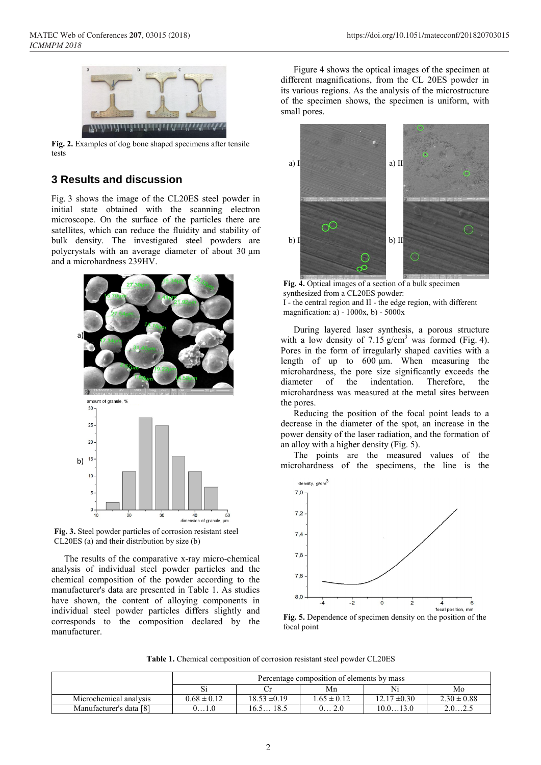Fig. 2. Examples of dog bone shaped specimens after tensile tests

## 3 Results and discussion

Fig. 3 shows the image of the CL20ES steel powder in initial state obtained with the scanning electron microscope. On the surface of the particles there are satellites, which can reduce the fluidity and stability of bulk density. The investigated steel powders are polycrystals with an average diameter of about 30 μm and a microhardness 239HV.

Fig. 3. Steel powder particles of corrosion resistant steel CL20ES (a) and their distribution by size (b)

The results of the comparative x-ray micro-chemical analysis of individual steel powder particles and the chemical composition of the powder according to the manufacturer's data are presented in Table 1. As studies have shown, the content of alloying components in individual steel powder particles differs slightly and corresponds to the composition declared by the manufacturer.

Figure 4 shows the optical images of the specimen at different magnifications, from the CL 20ES powder in its various regions. As the analysis of the microstructure of the specimen shows, the specimen is uniform, with small pores.

Fig. 4. Optical images of a section of a bulk specimen synthesized from a CL20ES powder:
I - the central region and II - the edge region, with different magnification: a) - 1000x, b) - 5000x

During layered laser synthesis, a porous structure with a low density of 7.15 g/cm$^3$ was formed (Fig. 4). Pores in the form of irregularly shaped cavities with a length of up to 600 μm. When measuring the microhardness, the pore size significantly exceeds the diameter of the indentation. Therefore, the microhardness was measured at the metal sites between the pores.

Reducing the position of the focal point leads to a decrease in the diameter of the spot, an increase in the power density of the laser radiation, and the formation of an alloy with a higher density (Fig. 5).

The points are the measured values of the microhardness of the specimens, the line is the

Fig. 5. Dependence of specimen density on the position of the focal point

**Table 1.** Chemical composition of corrosion resistant steel powder CL20ES

| | Percentage composition of elements by mass | | | | |
|---|---|---|---|---|---|
| | Si | Cr | Mn | Ni | Mo |
| Microchemical analysis | 0.68 ± 0.12 | 18.53 ±0.19 | 1.65 ± 0.12 | 12.17 ±0.30 | 2.30 ± 0.88 |
| Manufacturer's data [8] | 0…1.0 | 16.5… 18.5 | 0… 2.0 | 10.0…13.0 | 2.0…2.5 |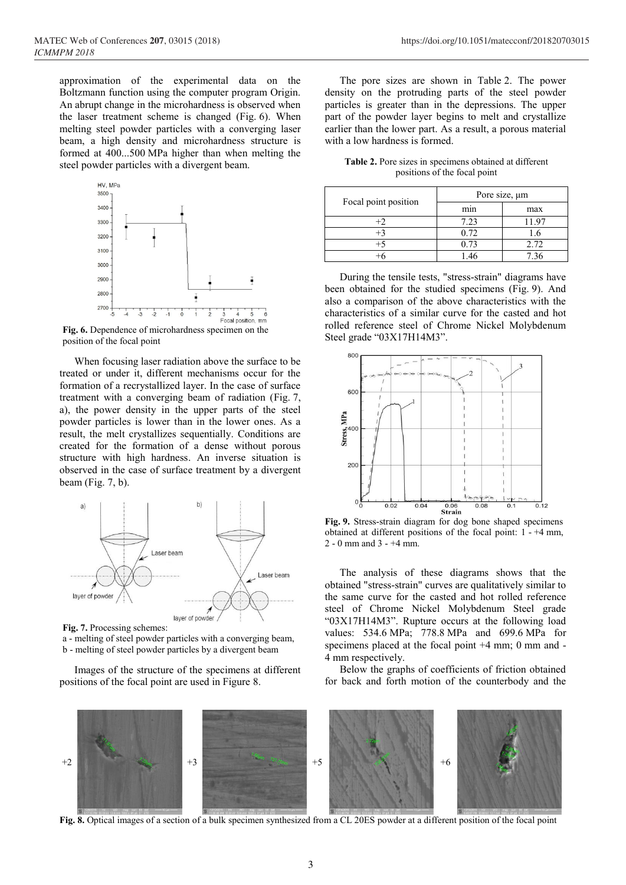approximation of the experimental data on the Boltzmann function using the computer program Origin. An abrupt change in the microhardness is observed when the laser treatment scheme is changed (Fig. 6). When melting steel powder particles with a converging laser beam, a high density and microhardness structure is formed at 400...500 MPa higher than when melting the steel powder particles with a divergent beam.

**Fig. 6.** Dependence of microhardness specimen on the position of the focal point

When focusing laser radiation above the surface to be treated or under it, different mechanisms occur for the formation of a recrystallized layer. In the case of surface treatment with a converging beam of radiation (Fig. 7, a), the power density in the upper parts of the steel powder particles is lower than in the lower ones. As a result, the melt crystallizes sequentially. Conditions are created for the formation of a dense without porous structure with high hardness. An inverse situation is observed in the case of surface treatment by a divergent beam (Fig. 7, b).

**Fig. 7.** Processing schemes:
a - melting of steel powder particles with a converging beam,
b - melting of steel powder particles by a divergent beam

Images of the structure of the specimens at different positions of the focal point are used in Figure 8.

The pore sizes are shown in Table 2. The power density on the protruding parts of the steel powder particles is greater than in the depressions. The upper part of the powder layer begins to melt and crystallize earlier than the lower part. As a result, a porous material with a low hardness is formed.

**Table 2.** Pore sizes in specimens obtained at different positions of the focal point

| Focal point position | Pore size, μm | |
|---|---|---|
| | min | max |
| +2 | 7.23 | 11.97 |
| +3 | 0.72 | 1.6 |
| +5 | 0.73 | 2.72 |
| +6 | 1.46 | 7.36 |

During the tensile tests, "stress-strain" diagrams have been obtained for the studied specimens (Fig. 9). And also a comparison of the above characteristics with the characteristics of a similar curve for the casted and hot rolled reference steel of Chrome Nickel Molybdenum Steel grade "03X17H14M3".

**Fig. 9.** Stress-strain diagram for dog bone shaped specimens obtained at different positions of the focal point: 1 - +4 mm, 2 - 0 mm and 3 - +4 mm.

The analysis of these diagrams shows that the obtained "stress-strain" curves are qualitatively similar to the same curve for the casted and hot rolled reference steel of Chrome Nickel Molybdenum Steel grade "03X17H14M3". Rupture occurs at the following load values: 534.6 MPa; 778.8 MPa and 699.6 MPa for specimens placed at the focal point +4 mm; 0 mm and -4 mm respectively.

Below the graphs of coefficients of friction obtained for back and forth motion of the counterbody and the

**Fig. 8.** Optical images of a section of a bulk specimen synthesized from a CL 20ES powder at a different position of the focal point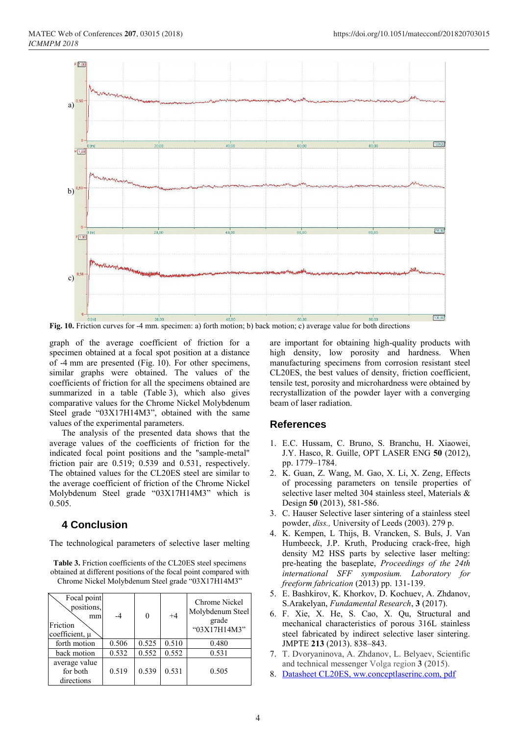a)

μ 1.00

0.50

0

0 [m] 20.00 40.00 60.00 80.00 100.00

b)

μ 1.00

0.50

0

0 [m] 20.00 40.00 60.00 80.00 99.97

c)

μ 1.00

0.50

0

0 [m] 20.00 40.00 60.00 80.00 100.00

**Fig. 10.** Friction curves for -4 mm. specimen: a) forth motion; b) back motion; c) average value for both directions

graph of the average coefficient of friction for a specimen obtained at a focal spot position at a distance of -4 mm are presented (Fig. 10). For other specimens, similar graphs were obtained. The values of the coefficients of friction for all the specimens obtained are summarized in a table (Table 3), which also gives comparative values for the Chrome Nickel Molybdenum Steel grade "03X17H14M3", obtained with the same values of the experimental parameters.

The analysis of the presented data shows that the average values of the coefficients of friction for the indicated focal point positions and the "sample-metal" friction pair are 0.519; 0.539 and 0.531, respectively. The obtained values for the CL20ES steel are similar to the average coefficient of friction of the Chrome Nickel Molybdenum Steel grade "03X17H14M3" which is 0.505.

## 4 Conclusion

The technological parameters of selective laser melting are important for obtaining high-quality products with high density, low porosity and hardness. When manufacturing specimens from corrosion resistant steel CL20ES, the best values of density, friction coefficient, tensile test, porosity and microhardness were obtained by recrystallization of the powder layer with a converging beam of laser radiation.

**Table 3.** Friction coefficients of the CL20ES steel specimens obtained at different positions of the focal point compared with Chrome Nickel Molybdenum Steel grade "03X17H14M3"

| Focal point positions, mm / Friction coefficient, μ | -4 | 0 | +4 | Chrome Nickel Molybdenum Steel grade "03X17H14M3" |
|---|---|---|---|---|
| forth motion | 0.506 | 0.525 | 0.510 | 0.480 |
| back motion | 0.532 | 0.552 | 0.552 | 0.531 |
| average value for both directions | 0.519 | 0.539 | 0.531 | 0.505 |

## References

1. E.C. Hussam, C. Bruno, S. Branchu, H. Xiaowei, J.Y. Hasco, R. Guille, OPT LASER ENG **50** (2012), pp. 1779–1784.
2. K. Guan, Z. Wang, M. Gao, X. Li, X. Zeng, Effects of processing parameters on tensile properties of selective laser melted 304 stainless steel, Materials & Design **50** (2013), 581-586.
3. C. Hauser Selective laser sintering of a stainless steel powder, *diss.,* University of Leeds (2003). 279 p.
4. K. Kempen, L Thijs, B. Vrancken, S. Buls, J. Van Humbeeck, J.P. Kruth, Producing crack-free, high density M2 HSS parts by selective laser melting: pre-heating the baseplate, *Proceedings of the 24th international SFF symposium. Laboratory for freeform fabrication* (2013) pp. 131-139.
5. E. Bashkirov, K. Khorkov, D. Kochuev, A. Zhdanov, S.Arakelyan, *Fundamental Research*, **3** (2017).
6. F. Xie, X. He, S. Cao, X. Qu, Structural and mechanical characteristics of porous 316L stainless steel fabricated by indirect selective laser sintering. JMPTE **213** (2013). 838–843.
7. T. Dvoryaninova, A. Zhdanov, L. Belyaev, Scientific and technical messenger Volga region **3** (2015).
8. Datasheet CL20ES, ww.conceptlaserinc.com, pdf